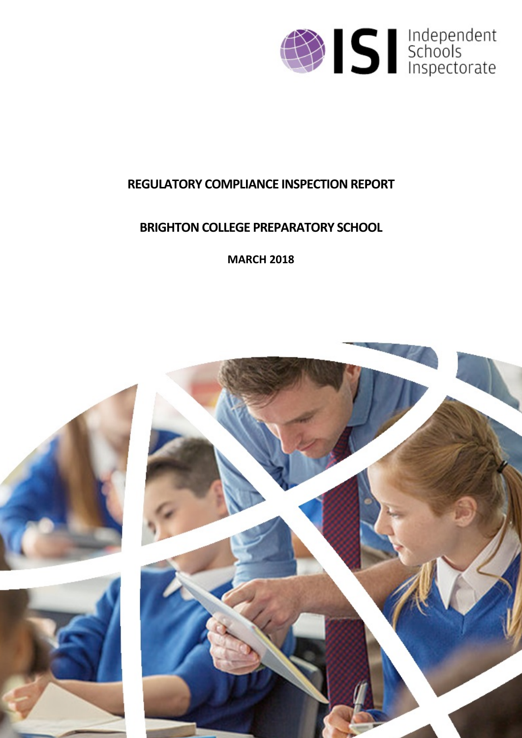Independent Schools Inspectorate

# REGULATORY COMPLIANCE INSPECTION REPORT

## BRIGHTON COLLEGE PREPARATORY SCHOOL

**MARCH 2018**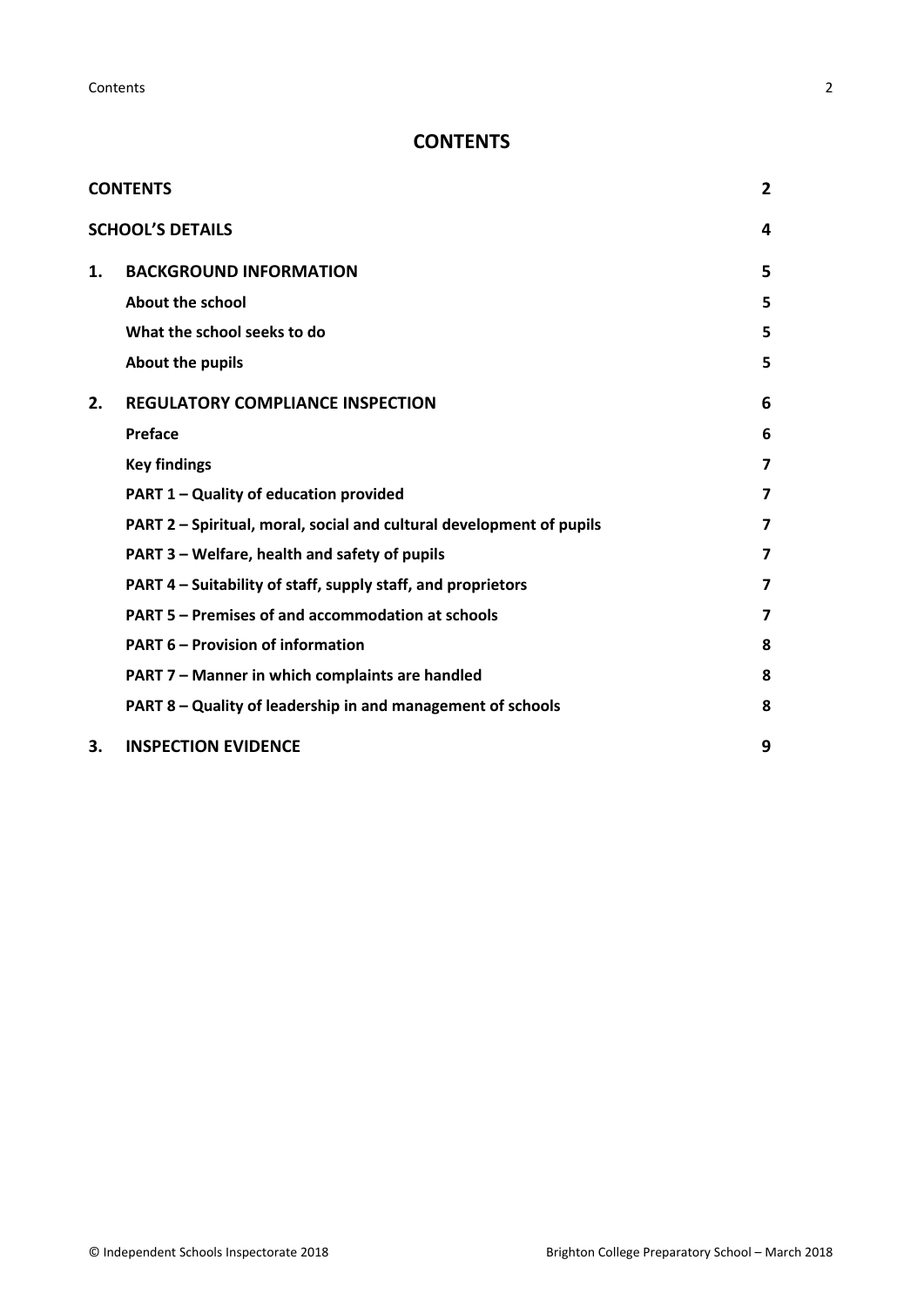# CONTENTS

| | | |
|---|---|---|
| **CONTENTS** | | **2** |
| **SCHOOL'S DETAILS** | | **4** |
| **1.** | **BACKGROUND INFORMATION** | **5** |
| | **About the school** | **5** |
| | **What the school seeks to do** | **5** |
| | **About the pupils** | **5** |
| **2.** | **REGULATORY COMPLIANCE INSPECTION** | **6** |
| | **Preface** | **6** |
| | **Key findings** | **7** |
| | **PART 1 – Quality of education provided** | **7** |
| | **PART 2 – Spiritual, moral, social and cultural development of pupils** | **7** |
| | **PART 3 – Welfare, health and safety of pupils** | **7** |
| | **PART 4 – Suitability of staff, supply staff, and proprietors** | **7** |
| | **PART 5 – Premises of and accommodation at schools** | **7** |
| | **PART 6 – Provision of information** | **8** |
| | **PART 7 – Manner in which complaints are handled** | **8** |
| | **PART 8 – Quality of leadership in and management of schools** | **8** |
| **3.** | **INSPECTION EVIDENCE** | **9** |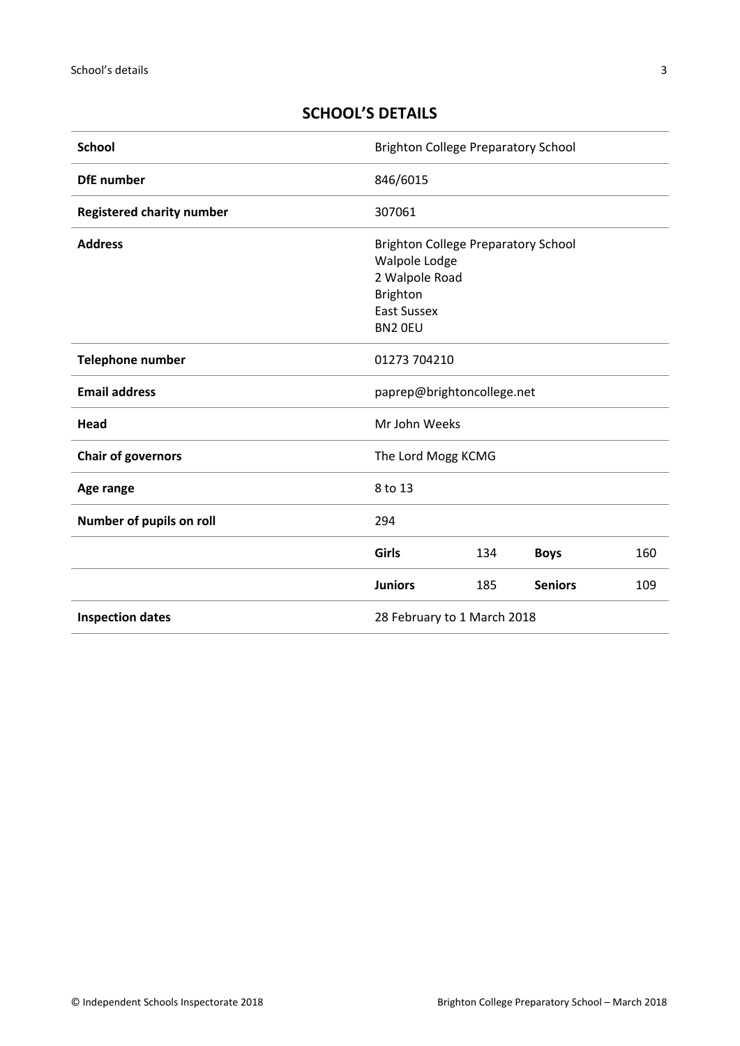## SCHOOL'S DETAILS

| | | | | |
|---|---|---|---|---|
| **School** | Brighton College Preparatory School | | | |
| **DfE number** | 846/6015 | | | |
| **Registered charity number** | 307061 | | | |
| **Address** | Brighton College Preparatory School<br>Walpole Lodge<br>2 Walpole Road<br>Brighton<br>East Sussex<br>BN2 0EU | | | |
| **Telephone number** | 01273 704210 | | | |
| **Email address** | paprep@brightoncollege.net | | | |
| **Head** | Mr John Weeks | | | |
| **Chair of governors** | The Lord Mogg KCMG | | | |
| **Age range** | 8 to 13 | | | |
| **Number of pupils on roll** | 294 | | | |
| | **Girls** | 134 | **Boys** | 160 |
| | **Juniors** | 185 | **Seniors** | 109 |
| **Inspection dates** | 28 February to 1 March 2018 | | | |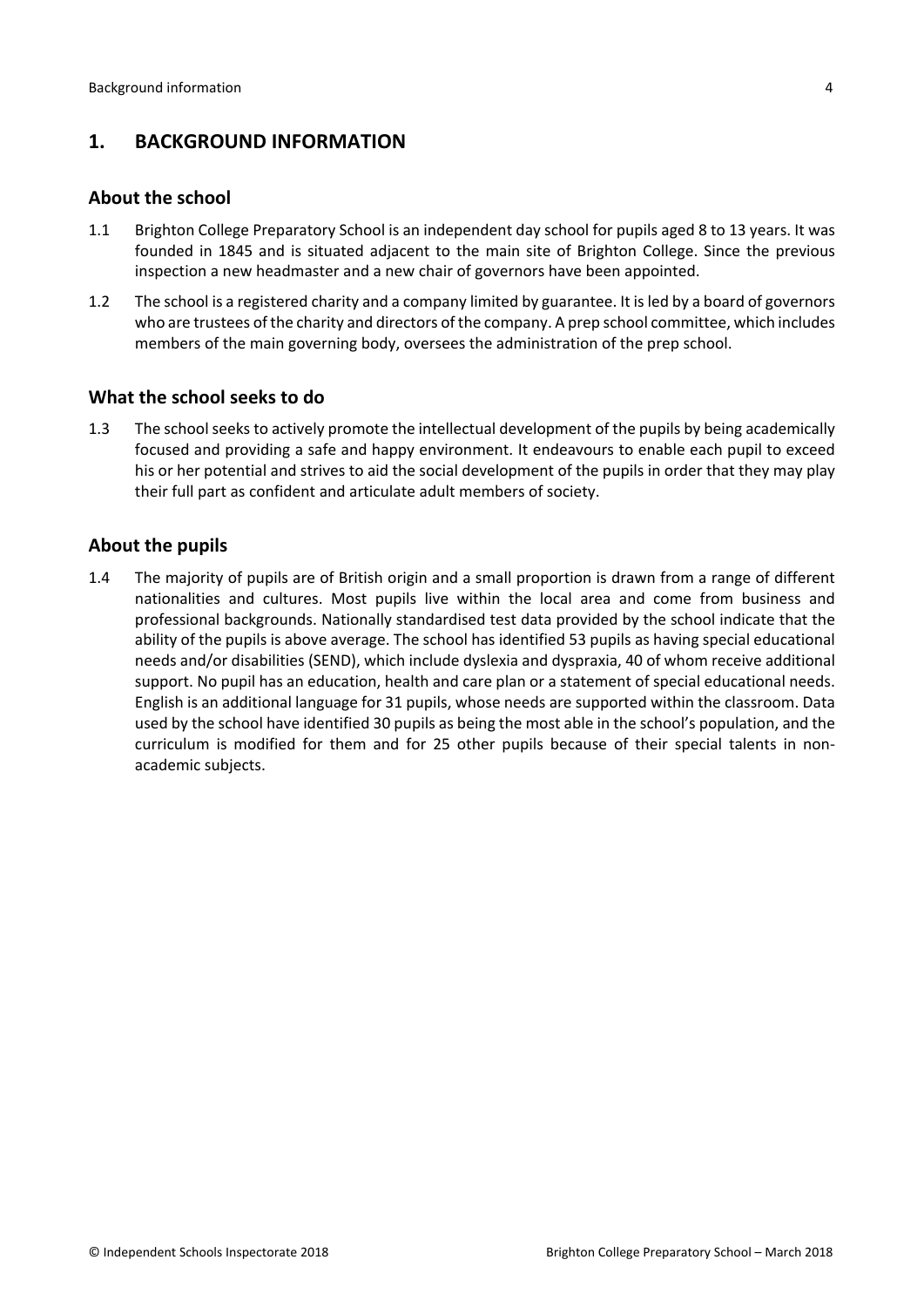## 1. BACKGROUND INFORMATION

### About the school

1.1 Brighton College Preparatory School is an independent day school for pupils aged 8 to 13 years. It was founded in 1845 and is situated adjacent to the main site of Brighton College. Since the previous inspection a new headmaster and a new chair of governors have been appointed.

1.2 The school is a registered charity and a company limited by guarantee. It is led by a board of governors who are trustees of the charity and directors of the company. A prep school committee, which includes members of the main governing body, oversees the administration of the prep school.

### What the school seeks to do

1.3 The school seeks to actively promote the intellectual development of the pupils by being academically focused and providing a safe and happy environment. It endeavours to enable each pupil to exceed his or her potential and strives to aid the social development of the pupils in order that they may play their full part as confident and articulate adult members of society.

### About the pupils

1.4 The majority of pupils are of British origin and a small proportion is drawn from a range of different nationalities and cultures. Most pupils live within the local area and come from business and professional backgrounds. Nationally standardised test data provided by the school indicate that the ability of the pupils is above average. The school has identified 53 pupils as having special educational needs and/or disabilities (SEND), which include dyslexia and dyspraxia, 40 of whom receive additional support. No pupil has an education, health and care plan or a statement of special educational needs. English is an additional language for 31 pupils, whose needs are supported within the classroom. Data used by the school have identified 30 pupils as being the most able in the school's population, and the curriculum is modified for them and for 25 other pupils because of their special talents in non-academic subjects.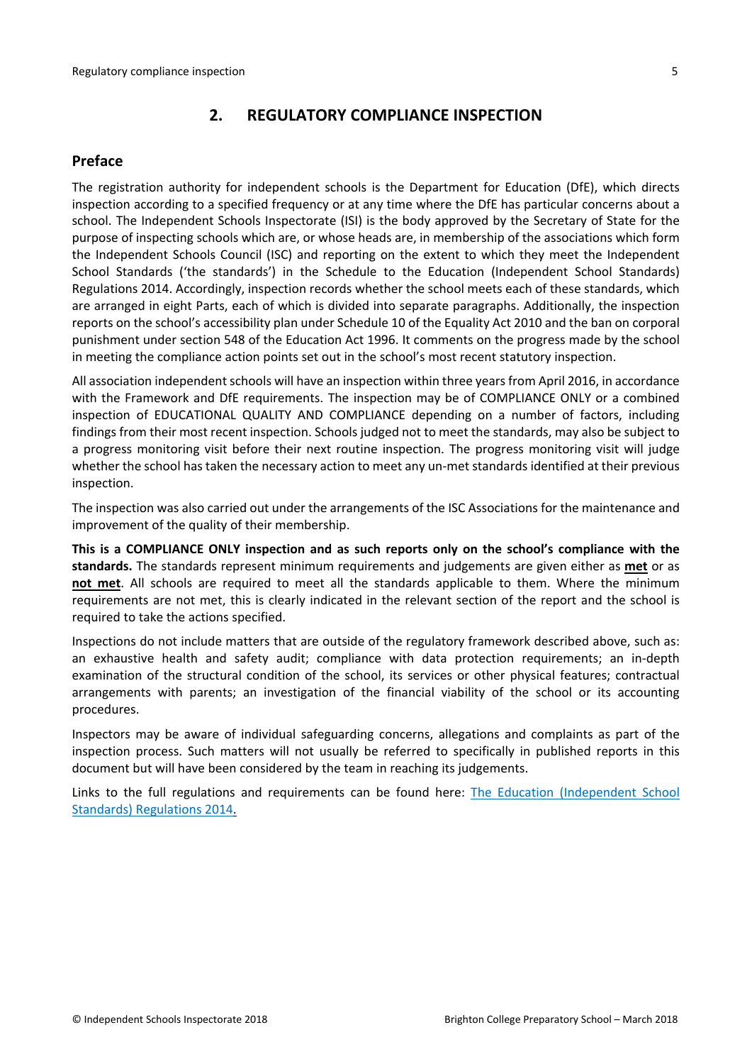## 2. REGULATORY COMPLIANCE INSPECTION

### Preface

The registration authority for independent schools is the Department for Education (DfE), which directs inspection according to a specified frequency or at any time where the DfE has particular concerns about a school. The Independent Schools Inspectorate (ISI) is the body approved by the Secretary of State for the purpose of inspecting schools which are, or whose heads are, in membership of the associations which form the Independent Schools Council (ISC) and reporting on the extent to which they meet the Independent School Standards ('the standards') in the Schedule to the Education (Independent School Standards) Regulations 2014. Accordingly, inspection records whether the school meets each of these standards, which are arranged in eight Parts, each of which is divided into separate paragraphs. Additionally, the inspection reports on the school's accessibility plan under Schedule 10 of the Equality Act 2010 and the ban on corporal punishment under section 548 of the Education Act 1996. It comments on the progress made by the school in meeting the compliance action points set out in the school's most recent statutory inspection.

All association independent schools will have an inspection within three years from April 2016, in accordance with the Framework and DfE requirements. The inspection may be of COMPLIANCE ONLY or a combined inspection of EDUCATIONAL QUALITY AND COMPLIANCE depending on a number of factors, including findings from their most recent inspection. Schools judged not to meet the standards, may also be subject to a progress monitoring visit before their next routine inspection. The progress monitoring visit will judge whether the school has taken the necessary action to meet any un-met standards identified at their previous inspection.

The inspection was also carried out under the arrangements of the ISC Associations for the maintenance and improvement of the quality of their membership.

**This is a COMPLIANCE ONLY inspection and as such reports only on the school's compliance with the standards.** The standards represent minimum requirements and judgements are given either as **met** or as **not met**. All schools are required to meet all the standards applicable to them. Where the minimum requirements are not met, this is clearly indicated in the relevant section of the report and the school is required to take the actions specified.

Inspections do not include matters that are outside of the regulatory framework described above, such as: an exhaustive health and safety audit; compliance with data protection requirements; an in-depth examination of the structural condition of the school, its services or other physical features; contractual arrangements with parents; an investigation of the financial viability of the school or its accounting procedures.

Inspectors may be aware of individual safeguarding concerns, allegations and complaints as part of the inspection process. Such matters will not usually be referred to specifically in published reports in this document but will have been considered by the team in reaching its judgements.

Links to the full regulations and requirements can be found here: The Education (Independent School Standards) Regulations 2014.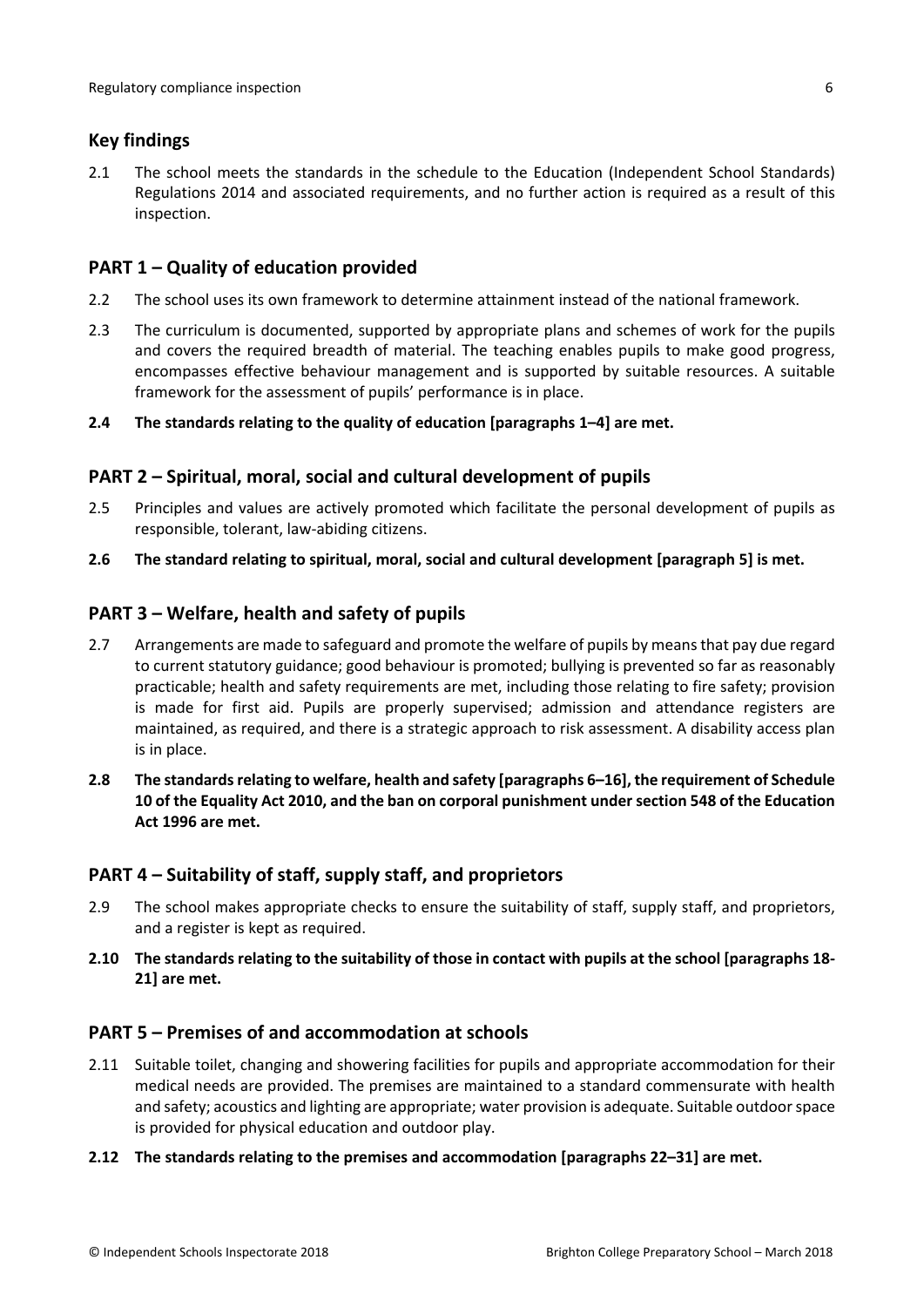## Key findings

2.1 The school meets the standards in the schedule to the Education (Independent School Standards) Regulations 2014 and associated requirements, and no further action is required as a result of this inspection.

## PART 1 – Quality of education provided

2.2 The school uses its own framework to determine attainment instead of the national framework.

2.3 The curriculum is documented, supported by appropriate plans and schemes of work for the pupils and covers the required breadth of material. The teaching enables pupils to make good progress, encompasses effective behaviour management and is supported by suitable resources. A suitable framework for the assessment of pupils' performance is in place.

**2.4 The standards relating to the quality of education [paragraphs 1–4] are met.**

## PART 2 – Spiritual, moral, social and cultural development of pupils

2.5 Principles and values are actively promoted which facilitate the personal development of pupils as responsible, tolerant, law-abiding citizens.

**2.6 The standard relating to spiritual, moral, social and cultural development [paragraph 5] is met.**

## PART 3 – Welfare, health and safety of pupils

2.7 Arrangements are made to safeguard and promote the welfare of pupils by means that pay due regard to current statutory guidance; good behaviour is promoted; bullying is prevented so far as reasonably practicable; health and safety requirements are met, including those relating to fire safety; provision is made for first aid. Pupils are properly supervised; admission and attendance registers are maintained, as required, and there is a strategic approach to risk assessment. A disability access plan is in place.

**2.8 The standards relating to welfare, health and safety [paragraphs 6–16], the requirement of Schedule 10 of the Equality Act 2010, and the ban on corporal punishment under section 548 of the Education Act 1996 are met.**

## PART 4 – Suitability of staff, supply staff, and proprietors

2.9 The school makes appropriate checks to ensure the suitability of staff, supply staff, and proprietors, and a register is kept as required.

**2.10 The standards relating to the suitability of those in contact with pupils at the school [paragraphs 18-21] are met.**

## PART 5 – Premises of and accommodation at schools

2.11 Suitable toilet, changing and showering facilities for pupils and appropriate accommodation for their medical needs are provided. The premises are maintained to a standard commensurate with health and safety; acoustics and lighting are appropriate; water provision is adequate. Suitable outdoor space is provided for physical education and outdoor play.

**2.12 The standards relating to the premises and accommodation [paragraphs 22–31] are met.**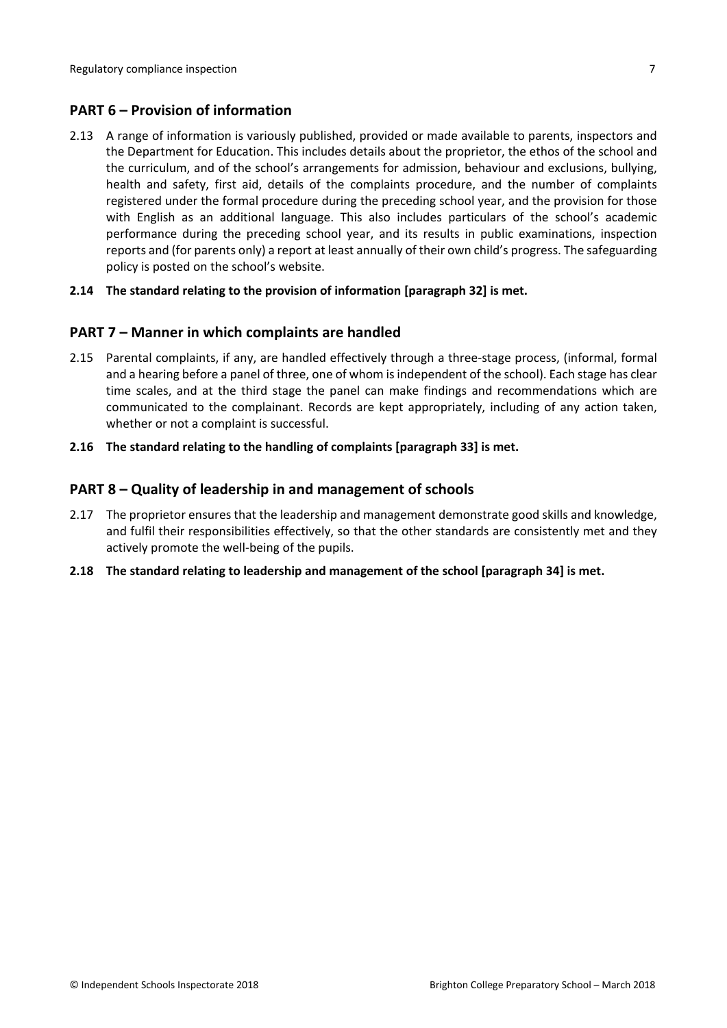## PART 6 – Provision of information

2.13 A range of information is variously published, provided or made available to parents, inspectors and the Department for Education. This includes details about the proprietor, the ethos of the school and the curriculum, and of the school's arrangements for admission, behaviour and exclusions, bullying, health and safety, first aid, details of the complaints procedure, and the number of complaints registered under the formal procedure during the preceding school year, and the provision for those with English as an additional language. This also includes particulars of the school's academic performance during the preceding school year, and its results in public examinations, inspection reports and (for parents only) a report at least annually of their own child's progress. The safeguarding policy is posted on the school's website.

**2.14 The standard relating to the provision of information [paragraph 32] is met.**

## PART 7 – Manner in which complaints are handled

2.15 Parental complaints, if any, are handled effectively through a three-stage process, (informal, formal and a hearing before a panel of three, one of whom is independent of the school). Each stage has clear time scales, and at the third stage the panel can make findings and recommendations which are communicated to the complainant. Records are kept appropriately, including of any action taken, whether or not a complaint is successful.

**2.16 The standard relating to the handling of complaints [paragraph 33] is met.**

## PART 8 – Quality of leadership in and management of schools

2.17 The proprietor ensures that the leadership and management demonstrate good skills and knowledge, and fulfil their responsibilities effectively, so that the other standards are consistently met and they actively promote the well-being of the pupils.

**2.18 The standard relating to leadership and management of the school [paragraph 34] is met.**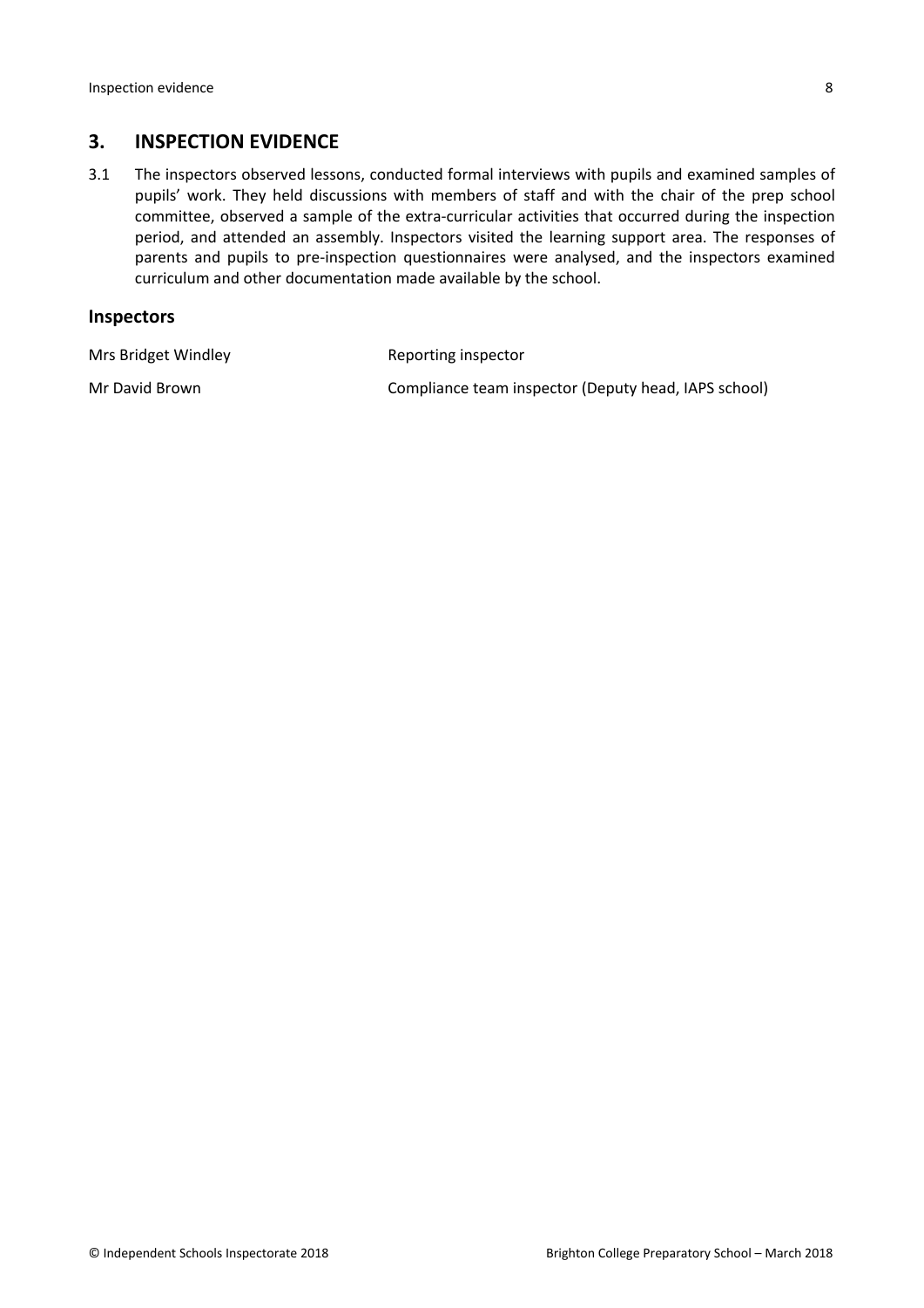## 3. INSPECTION EVIDENCE

3.1 The inspectors observed lessons, conducted formal interviews with pupils and examined samples of pupils' work. They held discussions with members of staff and with the chair of the prep school committee, observed a sample of the extra-curricular activities that occurred during the inspection period, and attended an assembly. Inspectors visited the learning support area. The responses of parents and pupils to pre-inspection questionnaires were analysed, and the inspectors examined curriculum and other documentation made available by the school.

### Inspectors

| | |
|---|---|
| Mrs Bridget Windley | Reporting inspector |
| Mr David Brown | Compliance team inspector (Deputy head, IAPS school) |